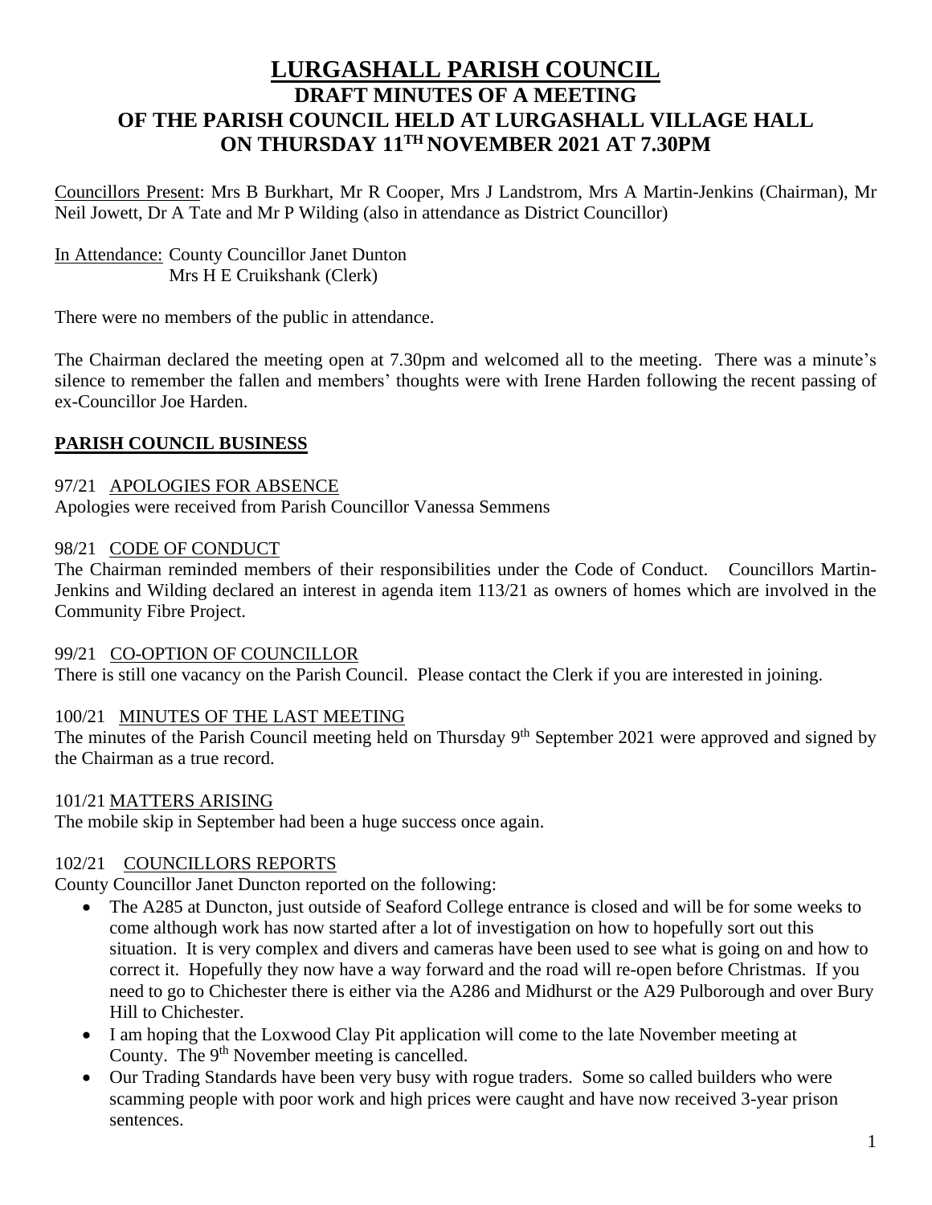# LURGASHALL PARISH COUNCIL
## DRAFT MINUTES OF A MEETING OF THE PARISH COUNCIL HELD AT LURGASHALL VILLAGE HALL ON THURSDAY 11TH NOVEMBER 2021 AT 7.30PM

Councillors Present: Mrs B Burkhart, Mr R Cooper, Mrs J Landstrom, Mrs A Martin-Jenkins (Chairman), Mr Neil Jowett, Dr A Tate and Mr P Wilding (also in attendance as District Councillor)

In Attendance: County Councillor Janet Dunton
Mrs H E Cruikshank (Clerk)

There were no members of the public in attendance.

The Chairman declared the meeting open at 7.30pm and welcomed all to the meeting. There was a minute's silence to remember the fallen and members' thoughts were with Irene Harden following the recent passing of ex-Councillor Joe Harden.

## PARISH COUNCIL BUSINESS

### 97/21 APOLOGIES FOR ABSENCE

Apologies were received from Parish Councillor Vanessa Semmens

### 98/21 CODE OF CONDUCT

The Chairman reminded members of their responsibilities under the Code of Conduct. Councillors Martin-Jenkins and Wilding declared an interest in agenda item 113/21 as owners of homes which are involved in the Community Fibre Project.

### 99/21 CO-OPTION OF COUNCILLOR

There is still one vacancy on the Parish Council. Please contact the Clerk if you are interested in joining.

### 100/21 MINUTES OF THE LAST MEETING

The minutes of the Parish Council meeting held on Thursday 9th September 2021 were approved and signed by the Chairman as a true record.

### 101/21 MATTERS ARISING

The mobile skip in September had been a huge success once again.

### 102/21 COUNCILLORS REPORTS

County Councillor Janet Duncton reported on the following:

- The A285 at Duncton, just outside of Seaford College entrance is closed and will be for some weeks to come although work has now started after a lot of investigation on how to hopefully sort out this situation. It is very complex and divers and cameras have been used to see what is going on and how to correct it. Hopefully they now have a way forward and the road will re-open before Christmas. If you need to go to Chichester there is either via the A286 and Midhurst or the A29 Pulborough and over Bury Hill to Chichester.
- I am hoping that the Loxwood Clay Pit application will come to the late November meeting at County. The 9th November meeting is cancelled.
- Our Trading Standards have been very busy with rogue traders. Some so called builders who were scamming people with poor work and high prices were caught and have now received 3-year prison sentences.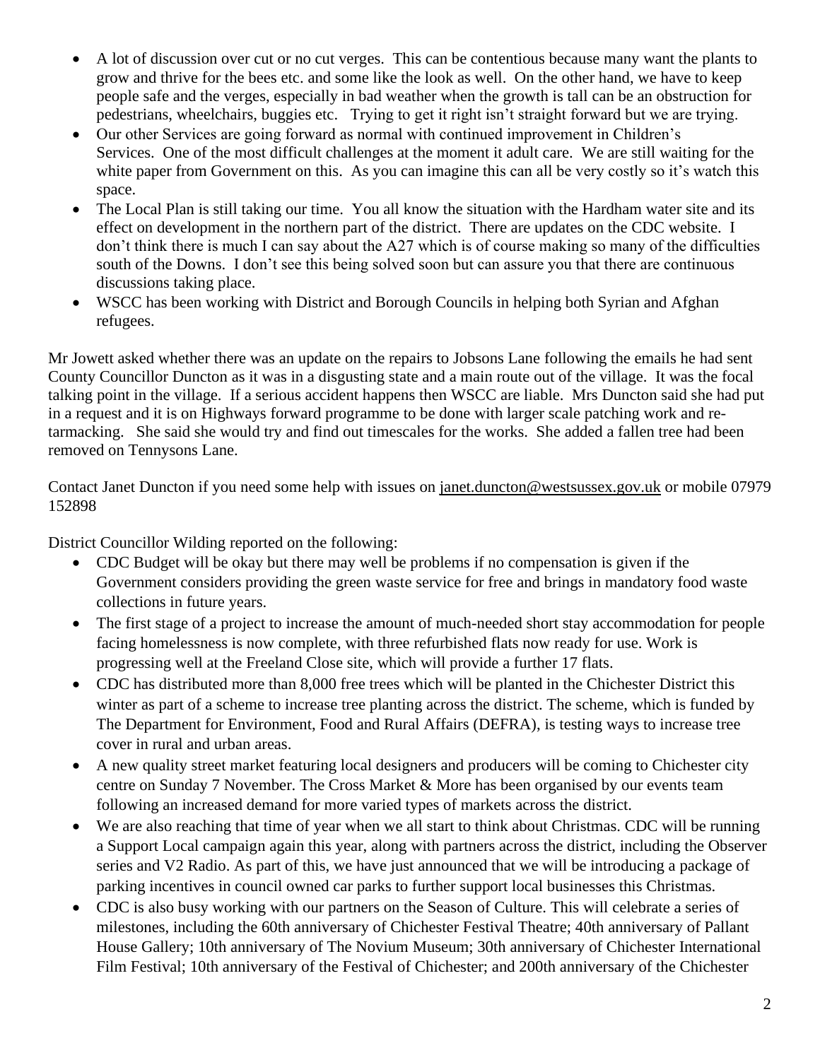- A lot of discussion over cut or no cut verges. This can be contentious because many want the plants to grow and thrive for the bees etc. and some like the look as well. On the other hand, we have to keep people safe and the verges, especially in bad weather when the growth is tall can be an obstruction for pedestrians, wheelchairs, buggies etc. Trying to get it right isn't straight forward but we are trying.
- Our other Services are going forward as normal with continued improvement in Children's Services. One of the most difficult challenges at the moment it adult care. We are still waiting for the white paper from Government on this. As you can imagine this can all be very costly so it's watch this space.
- The Local Plan is still taking our time. You all know the situation with the Hardham water site and its effect on development in the northern part of the district. There are updates on the CDC website. I don't think there is much I can say about the A27 which is of course making so many of the difficulties south of the Downs. I don't see this being solved soon but can assure you that there are continuous discussions taking place.
- WSCC has been working with District and Borough Councils in helping both Syrian and Afghan refugees.

Mr Jowett asked whether there was an update on the repairs to Jobsons Lane following the emails he had sent County Councillor Duncton as it was in a disgusting state and a main route out of the village. It was the focal talking point in the village. If a serious accident happens then WSCC are liable. Mrs Duncton said she had put in a request and it is on Highways forward programme to be done with larger scale patching work and re-tarmacking. She said she would try and find out timescales for the works. She added a fallen tree had been removed on Tennysons Lane.

Contact Janet Duncton if you need some help with issues on janet.duncton@westsussex.gov.uk or mobile 07979 152898

District Councillor Wilding reported on the following:

- CDC Budget will be okay but there may well be problems if no compensation is given if the Government considers providing the green waste service for free and brings in mandatory food waste collections in future years.
- The first stage of a project to increase the amount of much-needed short stay accommodation for people facing homelessness is now complete, with three refurbished flats now ready for use. Work is progressing well at the Freeland Close site, which will provide a further 17 flats.
- CDC has distributed more than 8,000 free trees which will be planted in the Chichester District this winter as part of a scheme to increase tree planting across the district. The scheme, which is funded by The Department for Environment, Food and Rural Affairs (DEFRA), is testing ways to increase tree cover in rural and urban areas.
- A new quality street market featuring local designers and producers will be coming to Chichester city centre on Sunday 7 November. The Cross Market & More has been organised by our events team following an increased demand for more varied types of markets across the district.
- We are also reaching that time of year when we all start to think about Christmas. CDC will be running a Support Local campaign again this year, along with partners across the district, including the Observer series and V2 Radio. As part of this, we have just announced that we will be introducing a package of parking incentives in council owned car parks to further support local businesses this Christmas.
- CDC is also busy working with our partners on the Season of Culture. This will celebrate a series of milestones, including the 60th anniversary of Chichester Festival Theatre; 40th anniversary of Pallant House Gallery; 10th anniversary of The Novium Museum; 30th anniversary of Chichester International Film Festival; 10th anniversary of the Festival of Chichester; and 200th anniversary of the Chichester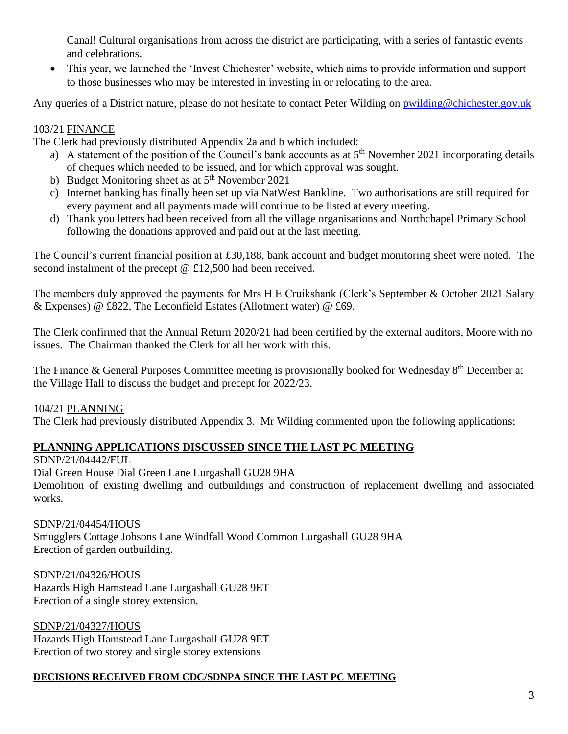Canal! Cultural organisations from across the district are participating, with a series of fantastic events and celebrations.

- This year, we launched the 'Invest Chichester' website, which aims to provide information and support to those businesses who may be interested in investing in or relocating to the area.

Any queries of a District nature, please do not hesitate to contact Peter Wilding on pwilding@chichester.gov.uk

103/21 FINANCE

The Clerk had previously distributed Appendix 2a and b which included:

a) A statement of the position of the Council's bank accounts as at 5th November 2021 incorporating details of cheques which needed to be issued, and for which approval was sought.
b) Budget Monitoring sheet as at 5th November 2021
c) Internet banking has finally been set up via NatWest Bankline. Two authorisations are still required for every payment and all payments made will continue to be listed at every meeting.
d) Thank you letters had been received from all the village organisations and Northchapel Primary School following the donations approved and paid out at the last meeting.

The Council's current financial position at £30,188, bank account and budget monitoring sheet were noted. The second instalment of the precept @ £12,500 had been received.

The members duly approved the payments for Mrs H E Cruikshank (Clerk's September & October 2021 Salary & Expenses) @ £822, The Leconfield Estates (Allotment water) @ £69.

The Clerk confirmed that the Annual Return 2020/21 had been certified by the external auditors, Moore with no issues. The Chairman thanked the Clerk for all her work with this.

The Finance & General Purposes Committee meeting is provisionally booked for Wednesday 8th December at the Village Hall to discuss the budget and precept for 2022/23.

104/21 PLANNING

The Clerk had previously distributed Appendix 3. Mr Wilding commented upon the following applications;

**PLANNING APPLICATIONS DISCUSSED SINCE THE LAST PC MEETING**

SDNP/21/04442/FUL
Dial Green House Dial Green Lane Lurgashall GU28 9HA
Demolition of existing dwelling and outbuildings and construction of replacement dwelling and associated works.

SDNP/21/04454/HOUS
Smugglers Cottage Jobsons Lane Windfall Wood Common Lurgashall GU28 9HA
Erection of garden outbuilding.

SDNP/21/04326/HOUS
Hazards High Hamstead Lane Lurgashall GU28 9ET
Erection of a single storey extension.

SDNP/21/04327/HOUS
Hazards High Hamstead Lane Lurgashall GU28 9ET
Erection of two storey and single storey extensions

**DECISIONS RECEIVED FROM CDC/SDNPA SINCE THE LAST PC MEETING**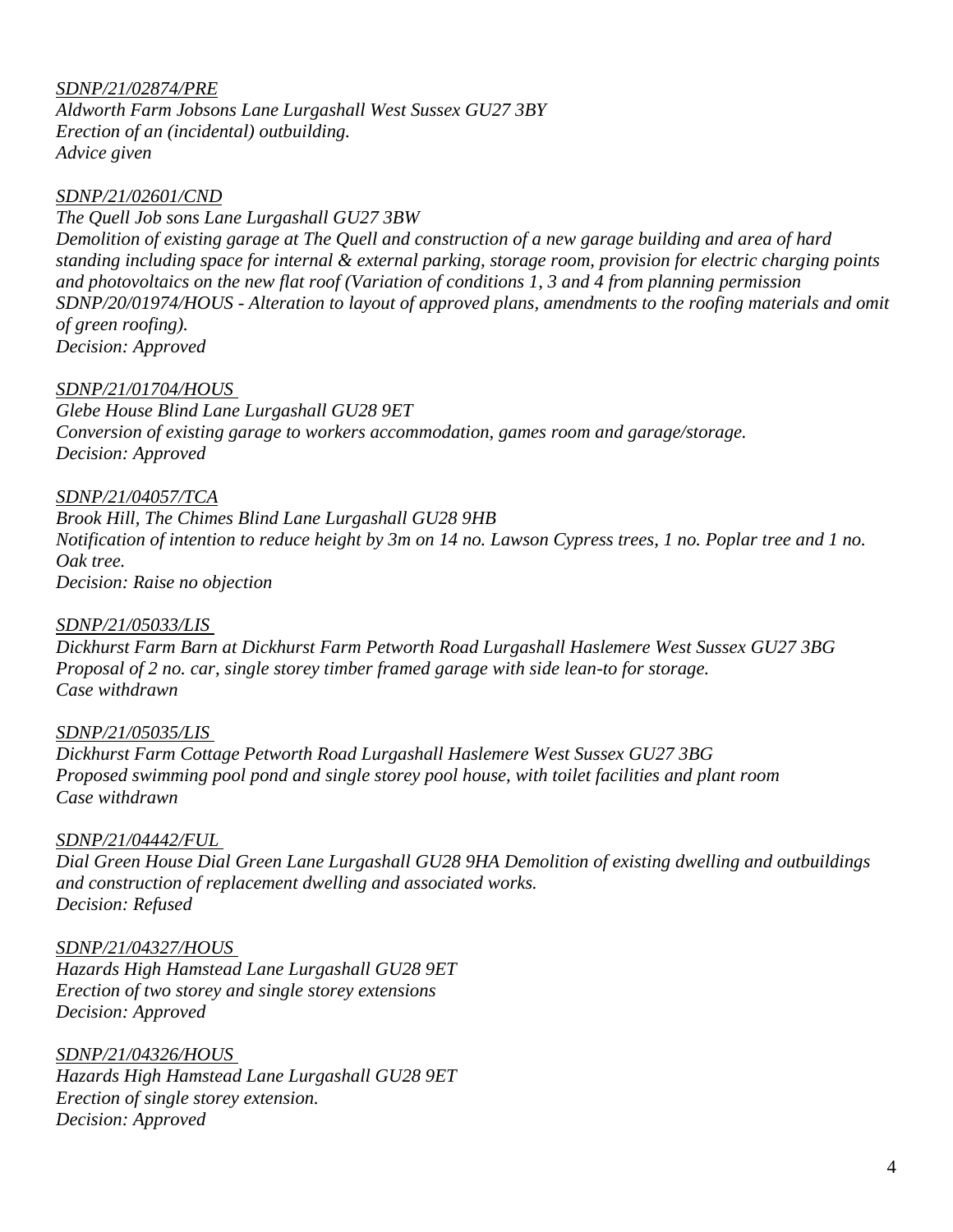*SDNP/21/02874/PRE*
*Aldworth Farm Jobsons Lane Lurgashall West Sussex GU27 3BY*
*Erection of an (incidental) outbuilding.*
*Advice given*

*SDNP/21/02601/CND*
*The Quell Job sons Lane Lurgashall GU27 3BW*
*Demolition of existing garage at The Quell and construction of a new garage building and area of hard standing including space for internal & external parking, storage room, provision for electric charging points and photovoltaics on the new flat roof (Variation of conditions 1, 3 and 4 from planning permission SDNP/20/01974/HOUS - Alteration to layout of approved plans, amendments to the roofing materials and omit of green roofing).*
*Decision: Approved*

*SDNP/21/01704/HOUS*
*Glebe House Blind Lane Lurgashall GU28 9ET*
*Conversion of existing garage to workers accommodation, games room and garage/storage.*
*Decision: Approved*

*SDNP/21/04057/TCA*
*Brook Hill, The Chimes Blind Lane Lurgashall GU28 9HB*
*Notification of intention to reduce height by 3m on 14 no. Lawson Cypress trees, 1 no. Poplar tree and 1 no. Oak tree.*
*Decision: Raise no objection*

*SDNP/21/05033/LIS*
*Dickhurst Farm Barn at Dickhurst Farm Petworth Road Lurgashall Haslemere West Sussex GU27 3BG*
*Proposal of 2 no. car, single storey timber framed garage with side lean-to for storage.*
*Case withdrawn*

*SDNP/21/05035/LIS*
*Dickhurst Farm Cottage Petworth Road Lurgashall Haslemere West Sussex GU27 3BG*
*Proposed swimming pool pond and single storey pool house, with toilet facilities and plant room*
*Case withdrawn*

*SDNP/21/04442/FUL*
*Dial Green House Dial Green Lane Lurgashall GU28 9HA Demolition of existing dwelling and outbuildings and construction of replacement dwelling and associated works.*
*Decision: Refused*

*SDNP/21/04327/HOUS*
*Hazards High Hamstead Lane Lurgashall GU28 9ET*
*Erection of two storey and single storey extensions*
*Decision: Approved*

*SDNP/21/04326/HOUS*
*Hazards High Hamstead Lane Lurgashall GU28 9ET*
*Erection of single storey extension.*
*Decision: Approved*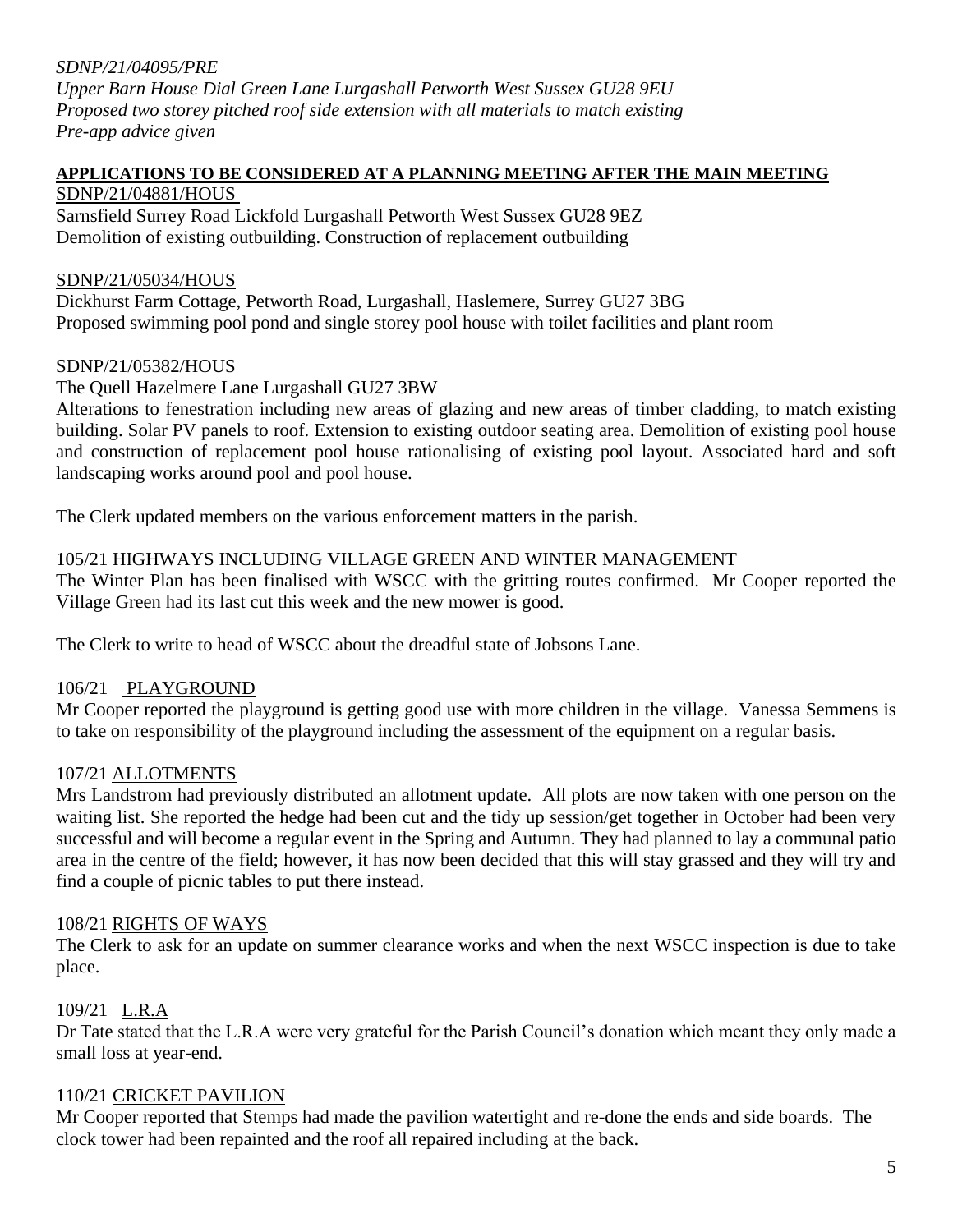*SDNP/21/04095/PRE*
*Upper Barn House Dial Green Lane Lurgashall Petworth West Sussex GU28 9EU*
*Proposed two storey pitched roof side extension with all materials to match existing*
*Pre-app advice given*

**APPLICATIONS TO BE CONSIDERED AT A PLANNING MEETING AFTER THE MAIN MEETING**

SDNP/21/04881/HOUS
Sarnsfield Surrey Road Lickfold Lurgashall Petworth West Sussex GU28 9EZ
Demolition of existing outbuilding. Construction of replacement outbuilding

SDNP/21/05034/HOUS
Dickhurst Farm Cottage, Petworth Road, Lurgashall, Haslemere, Surrey GU27 3BG
Proposed swimming pool pond and single storey pool house with toilet facilities and plant room

SDNP/21/05382/HOUS
The Quell Hazelmere Lane Lurgashall GU27 3BW
Alterations to fenestration including new areas of glazing and new areas of timber cladding, to match existing building. Solar PV panels to roof. Extension to existing outdoor seating area. Demolition of existing pool house and construction of replacement pool house rationalising of existing pool layout. Associated hard and soft landscaping works around pool and pool house.

The Clerk updated members on the various enforcement matters in the parish.

105/21 HIGHWAYS INCLUDING VILLAGE GREEN AND WINTER MANAGEMENT

The Winter Plan has been finalised with WSCC with the gritting routes confirmed. Mr Cooper reported the Village Green had its last cut this week and the new mower is good.

The Clerk to write to head of WSCC about the dreadful state of Jobsons Lane.

106/21 PLAYGROUND

Mr Cooper reported the playground is getting good use with more children in the village. Vanessa Semmens is to take on responsibility of the playground including the assessment of the equipment on a regular basis.

107/21 ALLOTMENTS

Mrs Landstrom had previously distributed an allotment update. All plots are now taken with one person on the waiting list. She reported the hedge had been cut and the tidy up session/get together in October had been very successful and will become a regular event in the Spring and Autumn. They had planned to lay a communal patio area in the centre of the field; however, it has now been decided that this will stay grassed and they will try and find a couple of picnic tables to put there instead.

108/21 RIGHTS OF WAYS

The Clerk to ask for an update on summer clearance works and when the next WSCC inspection is due to take place.

109/21 L.R.A

Dr Tate stated that the L.R.A were very grateful for the Parish Council's donation which meant they only made a small loss at year-end.

110/21 CRICKET PAVILION

Mr Cooper reported that Stemps had made the pavilion watertight and re-done the ends and side boards. The clock tower had been repainted and the roof all repaired including at the back.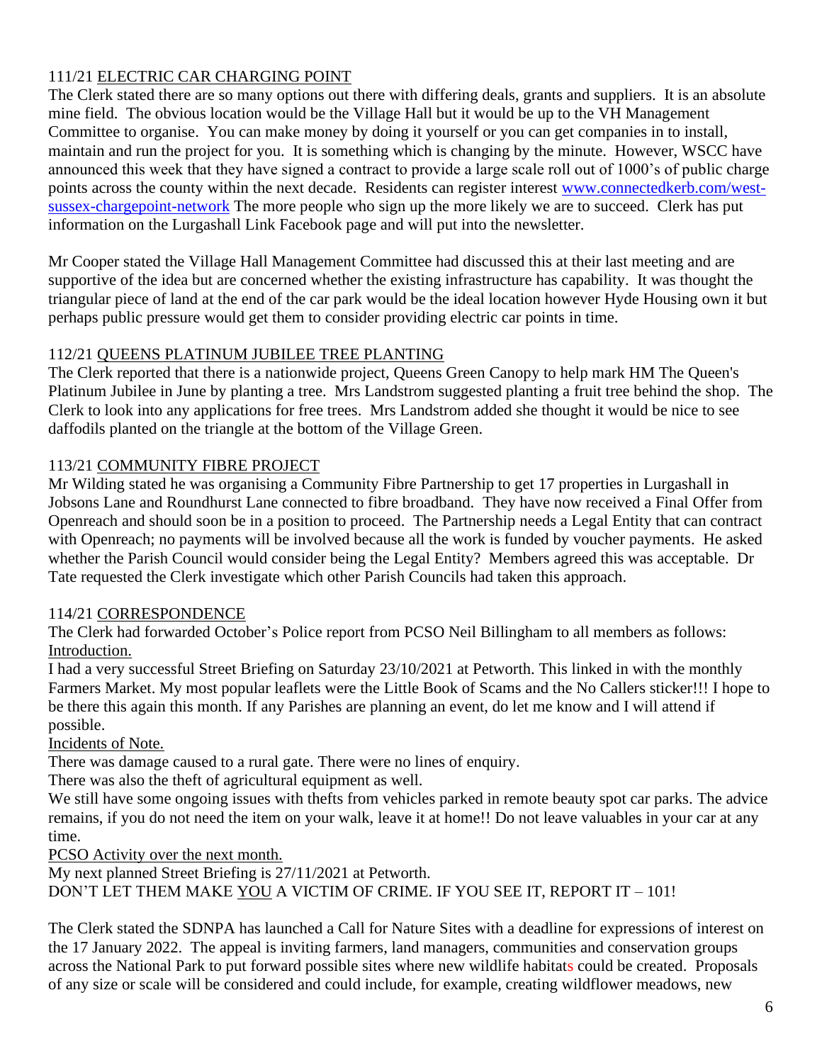### 111/21 ELECTRIC CAR CHARGING POINT

The Clerk stated there are so many options out there with differing deals, grants and suppliers. It is an absolute mine field. The obvious location would be the Village Hall but it would be up to the VH Management Committee to organise. You can make money by doing it yourself or you can get companies in to install, maintain and run the project for you. It is something which is changing by the minute. However, WSCC have announced this week that they have signed a contract to provide a large scale roll out of 1000's of public charge points across the county within the next decade. Residents can register interest [www.connectedkerb.com/west-sussex-chargepoint-network](www.connectedkerb.com/west-sussex-chargepoint-network) The more people who sign up the more likely we are to succeed. Clerk has put information on the Lurgashall Link Facebook page and will put into the newsletter.

Mr Cooper stated the Village Hall Management Committee had discussed this at their last meeting and are supportive of the idea but are concerned whether the existing infrastructure has capability. It was thought the triangular piece of land at the end of the car park would be the ideal location however Hyde Housing own it but perhaps public pressure would get them to consider providing electric car points in time.

### 112/21 QUEENS PLATINUM JUBILEE TREE PLANTING

The Clerk reported that there is a nationwide project, Queens Green Canopy to help mark HM The Queen's Platinum Jubilee in June by planting a tree. Mrs Landstrom suggested planting a fruit tree behind the shop. The Clerk to look into any applications for free trees. Mrs Landstrom added she thought it would be nice to see daffodils planted on the triangle at the bottom of the Village Green.

### 113/21 COMMUNITY FIBRE PROJECT

Mr Wilding stated he was organising a Community Fibre Partnership to get 17 properties in Lurgashall in Jobsons Lane and Roundhurst Lane connected to fibre broadband. They have now received a Final Offer from Openreach and should soon be in a position to proceed. The Partnership needs a Legal Entity that can contract with Openreach; no payments will be involved because all the work is funded by voucher payments. He asked whether the Parish Council would consider being the Legal Entity? Members agreed this was acceptable. Dr Tate requested the Clerk investigate which other Parish Councils had taken this approach.

### 114/21 CORRESPONDENCE

The Clerk had forwarded October's Police report from PCSO Neil Billingham to all members as follows:

Introduction.

I had a very successful Street Briefing on Saturday 23/10/2021 at Petworth. This linked in with the monthly Farmers Market. My most popular leaflets were the Little Book of Scams and the No Callers sticker!!! I hope to be there this again this month. If any Parishes are planning an event, do let me know and I will attend if possible.

Incidents of Note.

There was damage caused to a rural gate. There were no lines of enquiry.

There was also the theft of agricultural equipment as well.

We still have some ongoing issues with thefts from vehicles parked in remote beauty spot car parks. The advice remains, if you do not need the item on your walk, leave it at home!! Do not leave valuables in your car at any time.

PCSO Activity over the next month.

My next planned Street Briefing is 27/11/2021 at Petworth.

DON'T LET THEM MAKE YOU A VICTIM OF CRIME. IF YOU SEE IT, REPORT IT – 101!

The Clerk stated the SDNPA has launched a Call for Nature Sites with a deadline for expressions of interest on the 17 January 2022. The appeal is inviting farmers, land managers, communities and conservation groups across the National Park to put forward possible sites where new wildlife habitats could be created. Proposals of any size or scale will be considered and could include, for example, creating wildflower meadows, new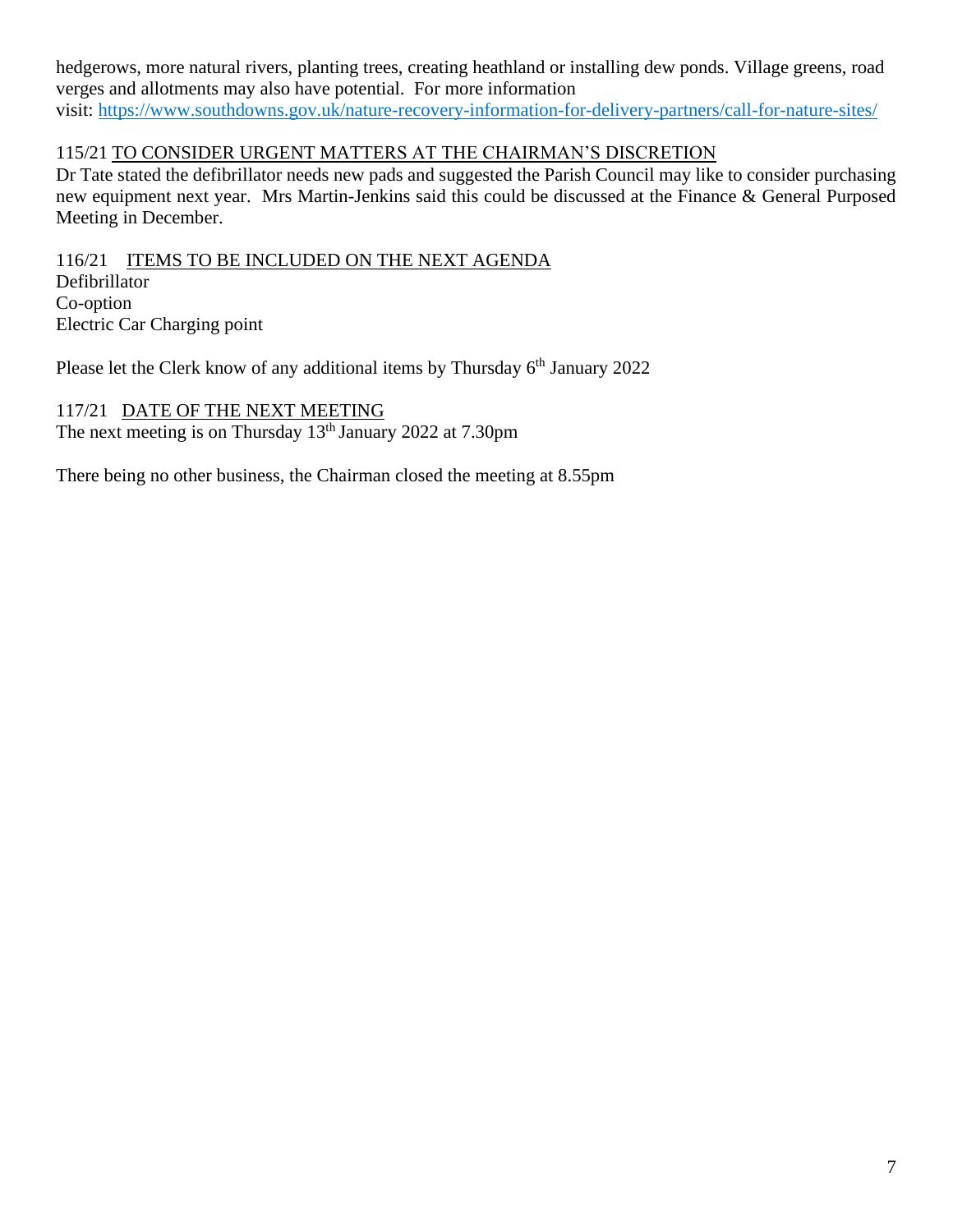hedgerows, more natural rivers, planting trees, creating heathland or installing dew ponds. Village greens, road verges and allotments may also have potential. For more information visit: https://www.southdowns.gov.uk/nature-recovery-information-for-delivery-partners/call-for-nature-sites/

115/21 <u>TO CONSIDER URGENT MATTERS AT THE CHAIRMAN'S DISCRETION</u>

Dr Tate stated the defibrillator needs new pads and suggested the Parish Council may like to consider purchasing new equipment next year. Mrs Martin-Jenkins said this could be discussed at the Finance & General Purposed Meeting in December.

116/21 <u>ITEMS TO BE INCLUDED ON THE NEXT AGENDA</u>

Defibrillator
Co-option
Electric Car Charging point

Please let the Clerk know of any additional items by Thursday 6th January 2022

117/21 <u>DATE OF THE NEXT MEETING</u>

The next meeting is on Thursday 13th January 2022 at 7.30pm

There being no other business, the Chairman closed the meeting at 8.55pm